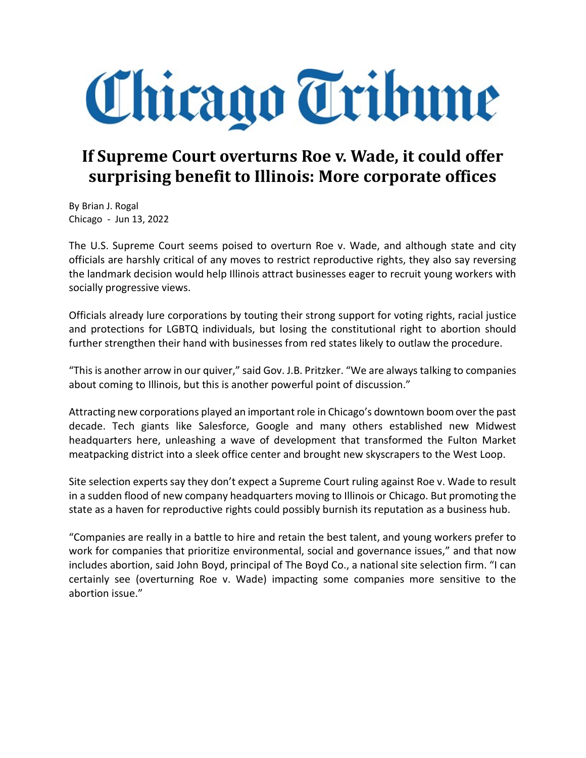# Chicago Tribune

## If Supreme Court overturns Roe v. Wade, it could offer surprising benefit to Illinois: More corporate offices

By Brian J. Rogal
Chicago - Jun 13, 2022

The U.S. Supreme Court seems poised to overturn Roe v. Wade, and although state and city officials are harshly critical of any moves to restrict reproductive rights, they also say reversing the landmark decision would help Illinois attract businesses eager to recruit young workers with socially progressive views.

Officials already lure corporations by touting their strong support for voting rights, racial justice and protections for LGBTQ individuals, but losing the constitutional right to abortion should further strengthen their hand with businesses from red states likely to outlaw the procedure.

"This is another arrow in our quiver," said Gov. J.B. Pritzker. "We are always talking to companies about coming to Illinois, but this is another powerful point of discussion."

Attracting new corporations played an important role in Chicago's downtown boom over the past decade. Tech giants like Salesforce, Google and many others established new Midwest headquarters here, unleashing a wave of development that transformed the Fulton Market meatpacking district into a sleek office center and brought new skyscrapers to the West Loop.

Site selection experts say they don't expect a Supreme Court ruling against Roe v. Wade to result in a sudden flood of new company headquarters moving to Illinois or Chicago. But promoting the state as a haven for reproductive rights could possibly burnish its reputation as a business hub.

"Companies are really in a battle to hire and retain the best talent, and young workers prefer to work for companies that prioritize environmental, social and governance issues," and that now includes abortion, said John Boyd, principal of The Boyd Co., a national site selection firm. "I can certainly see (overturning Roe v. Wade) impacting some companies more sensitive to the abortion issue."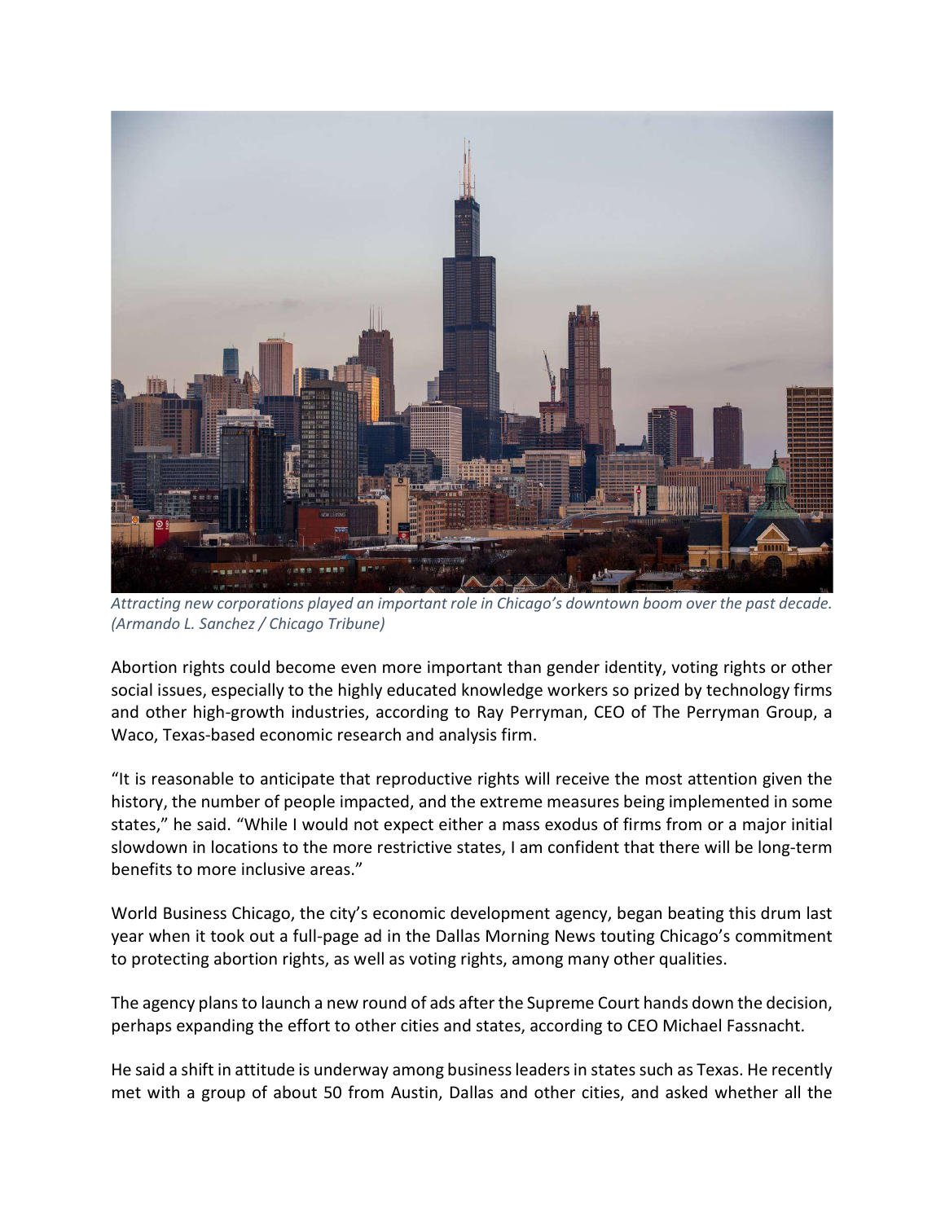*Attracting new corporations played an important role in Chicago's downtown boom over the past decade. (Armando L. Sanchez / Chicago Tribune)*

Abortion rights could become even more important than gender identity, voting rights or other social issues, especially to the highly educated knowledge workers so prized by technology firms and other high-growth industries, according to Ray Perryman, CEO of The Perryman Group, a Waco, Texas-based economic research and analysis firm.

"It is reasonable to anticipate that reproductive rights will receive the most attention given the history, the number of people impacted, and the extreme measures being implemented in some states," he said. "While I would not expect either a mass exodus of firms from or a major initial slowdown in locations to the more restrictive states, I am confident that there will be long-term benefits to more inclusive areas."

World Business Chicago, the city's economic development agency, began beating this drum last year when it took out a full-page ad in the Dallas Morning News touting Chicago's commitment to protecting abortion rights, as well as voting rights, among many other qualities.

The agency plans to launch a new round of ads after the Supreme Court hands down the decision, perhaps expanding the effort to other cities and states, according to CEO Michael Fassnacht.

He said a shift in attitude is underway among business leaders in states such as Texas. He recently met with a group of about 50 from Austin, Dallas and other cities, and asked whether all the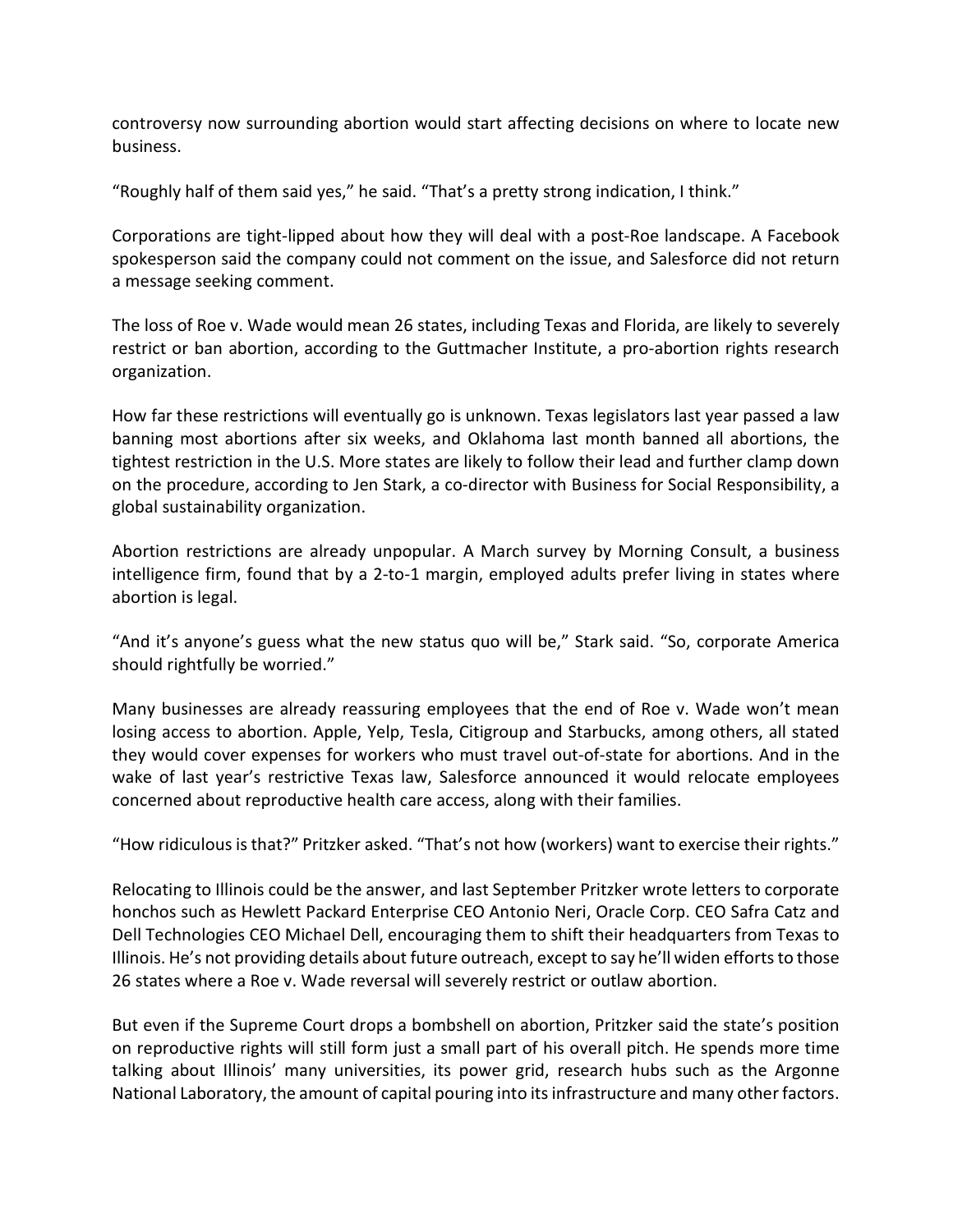controversy now surrounding abortion would start affecting decisions on where to locate new business.

“Roughly half of them said yes,” he said. “That’s a pretty strong indication, I think.”

Corporations are tight-lipped about how they will deal with a post-Roe landscape. A Facebook spokesperson said the company could not comment on the issue, and Salesforce did not return a message seeking comment.

The loss of Roe v. Wade would mean 26 states, including Texas and Florida, are likely to severely restrict or ban abortion, according to the Guttmacher Institute, a pro-abortion rights research organization.

How far these restrictions will eventually go is unknown. Texas legislators last year passed a law banning most abortions after six weeks, and Oklahoma last month banned all abortions, the tightest restriction in the U.S. More states are likely to follow their lead and further clamp down on the procedure, according to Jen Stark, a co-director with Business for Social Responsibility, a global sustainability organization.

Abortion restrictions are already unpopular. A March survey by Morning Consult, a business intelligence firm, found that by a 2-to-1 margin, employed adults prefer living in states where abortion is legal.

“And it’s anyone’s guess what the new status quo will be,” Stark said. “So, corporate America should rightfully be worried.”

Many businesses are already reassuring employees that the end of Roe v. Wade won’t mean losing access to abortion. Apple, Yelp, Tesla, Citigroup and Starbucks, among others, all stated they would cover expenses for workers who must travel out-of-state for abortions. And in the wake of last year’s restrictive Texas law, Salesforce announced it would relocate employees concerned about reproductive health care access, along with their families.

“How ridiculous is that?” Pritzker asked. “That’s not how (workers) want to exercise their rights.”

Relocating to Illinois could be the answer, and last September Pritzker wrote letters to corporate honchos such as Hewlett Packard Enterprise CEO Antonio Neri, Oracle Corp. CEO Safra Catz and Dell Technologies CEO Michael Dell, encouraging them to shift their headquarters from Texas to Illinois. He’s not providing details about future outreach, except to say he’ll widen efforts to those 26 states where a Roe v. Wade reversal will severely restrict or outlaw abortion.

But even if the Supreme Court drops a bombshell on abortion, Pritzker said the state’s position on reproductive rights will still form just a small part of his overall pitch. He spends more time talking about Illinois’ many universities, its power grid, research hubs such as the Argonne National Laboratory, the amount of capital pouring into its infrastructure and many other factors.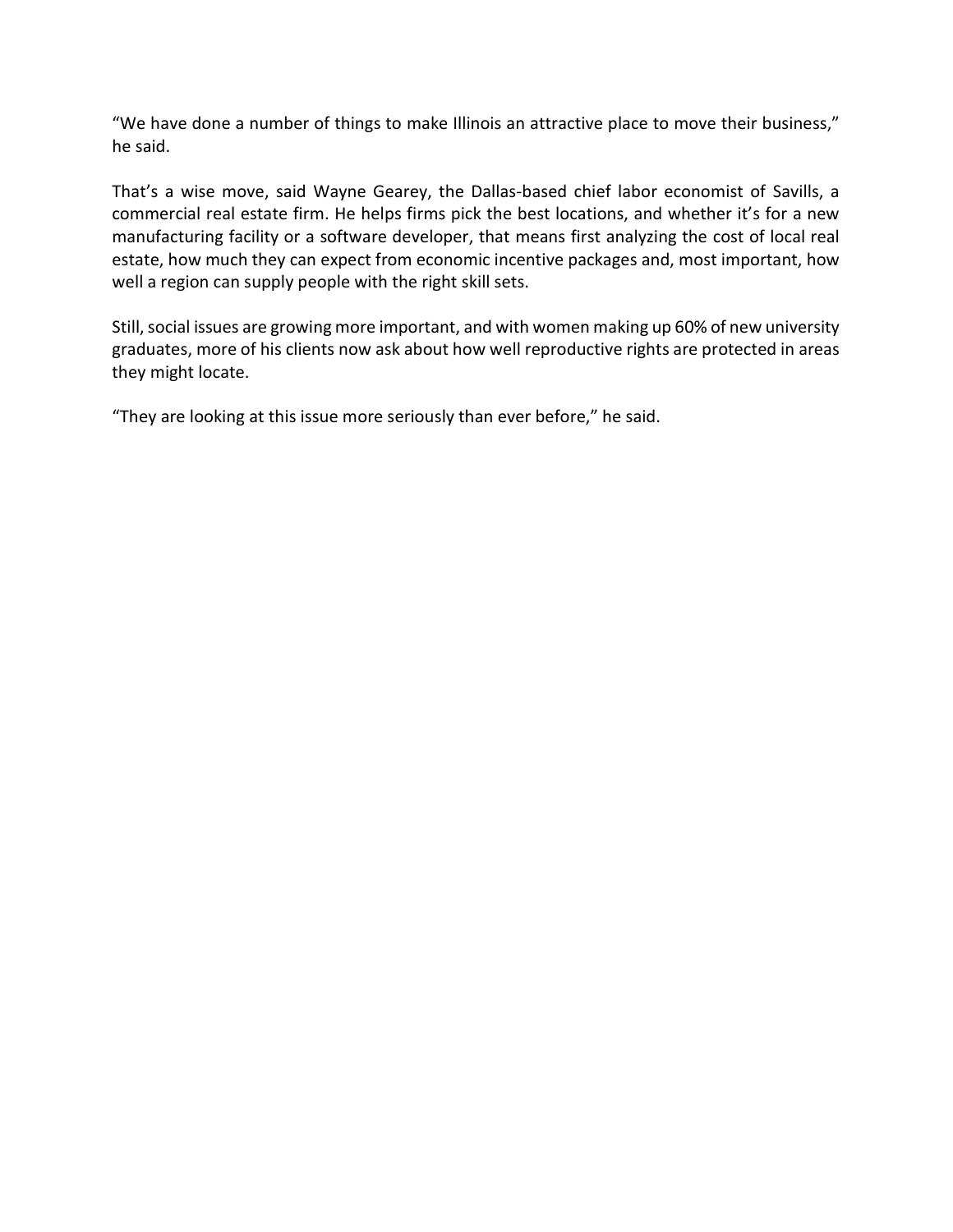"We have done a number of things to make Illinois an attractive place to move their business," he said.

That's a wise move, said Wayne Gearey, the Dallas-based chief labor economist of Savills, a commercial real estate firm. He helps firms pick the best locations, and whether it's for a new manufacturing facility or a software developer, that means first analyzing the cost of local real estate, how much they can expect from economic incentive packages and, most important, how well a region can supply people with the right skill sets.

Still, social issues are growing more important, and with women making up 60% of new university graduates, more of his clients now ask about how well reproductive rights are protected in areas they might locate.

"They are looking at this issue more seriously than ever before," he said.